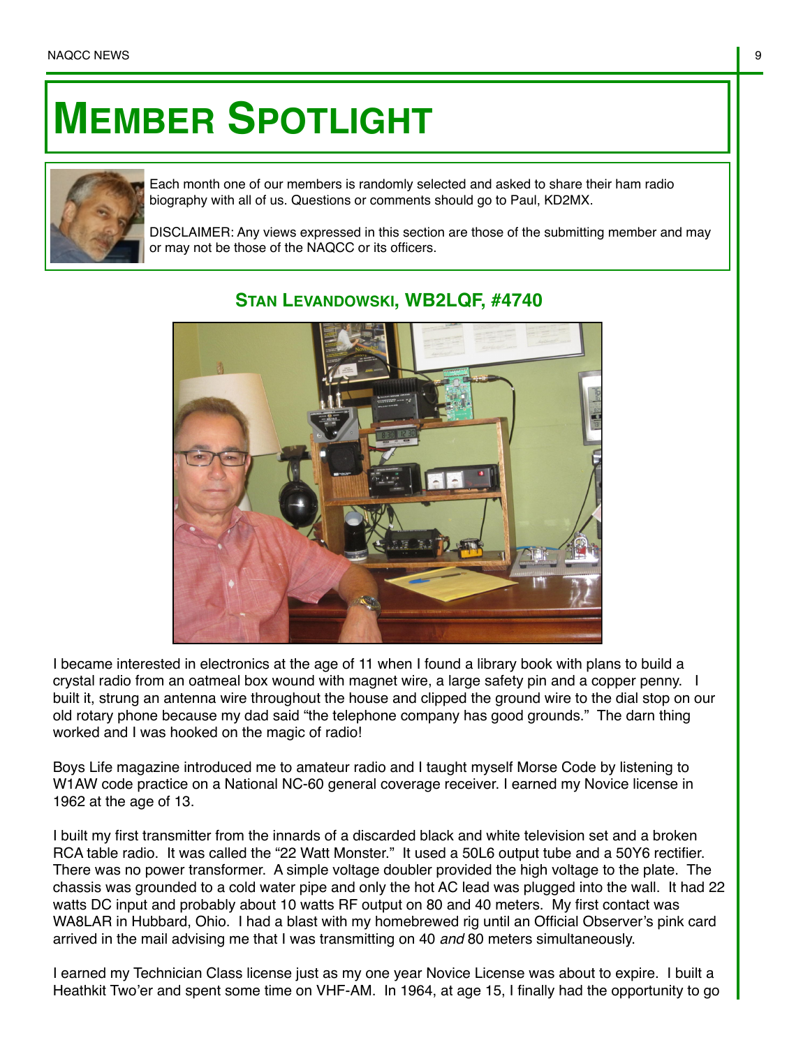# Member Spotlight

Each month one of our members is randomly selected and asked to share their ham radio biography with all of us. Questions or comments should go to Paul, KD2MX.

DISCLAIMER: Any views expressed in this section are those of the submitting member and may or may not be those of the NAQCC or its officers.

## Stan Levandowski, WB2LQF, #4740

I became interested in electronics at the age of 11 when I found a library book with plans to build a crystal radio from an oatmeal box wound with magnet wire, a large safety pin and a copper penny. I built it, strung an antenna wire throughout the house and clipped the ground wire to the dial stop on our old rotary phone because my dad said "the telephone company has good grounds." The darn thing worked and I was hooked on the magic of radio!

Boys Life magazine introduced me to amateur radio and I taught myself Morse Code by listening to W1AW code practice on a National NC-60 general coverage receiver. I earned my Novice license in 1962 at the age of 13.

I built my first transmitter from the innards of a discarded black and white television set and a broken RCA table radio. It was called the "22 Watt Monster." It used a 50L6 output tube and a 50Y6 rectifier. There was no power transformer. A simple voltage doubler provided the high voltage to the plate. The chassis was grounded to a cold water pipe and only the hot AC lead was plugged into the wall. It had 22 watts DC input and probably about 10 watts RF output on 80 and 40 meters. My first contact was WA8LAR in Hubbard, Ohio. I had a blast with my homebrewed rig until an Official Observer's pink card arrived in the mail advising me that I was transmitting on 40 *and* 80 meters simultaneously.

I earned my Technician Class license just as my one year Novice License was about to expire. I built a Heathkit Two'er and spent some time on VHF-AM. In 1964, at age 15, I finally had the opportunity to go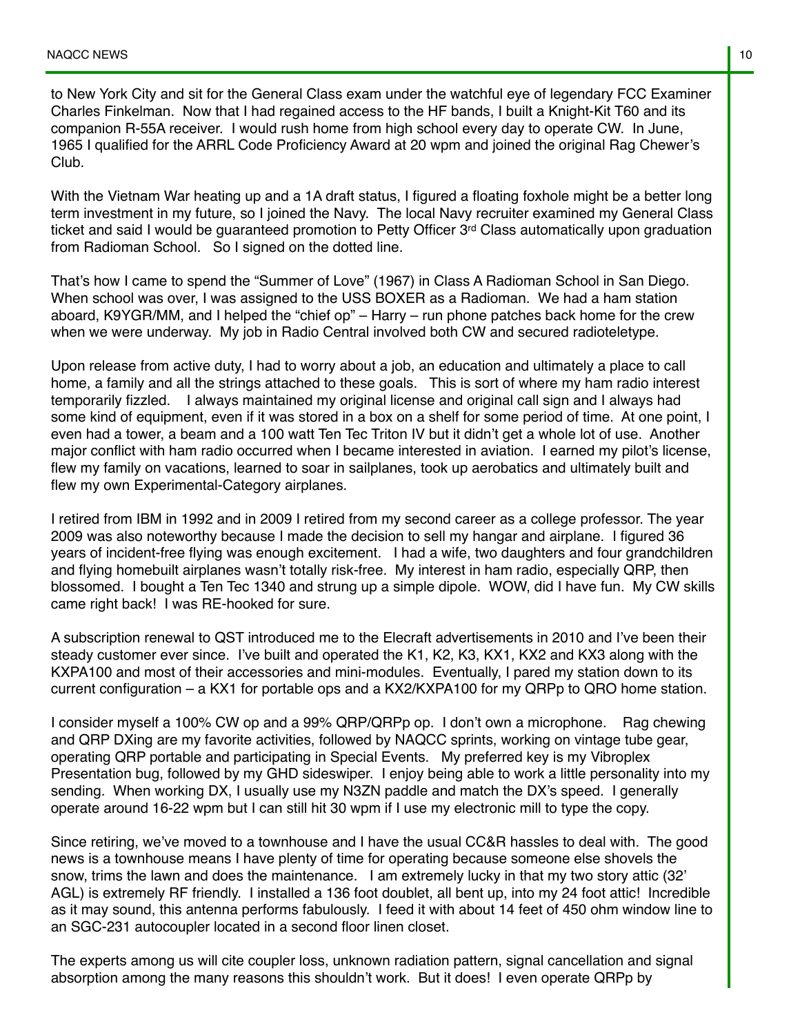to New York City and sit for the General Class exam under the watchful eye of legendary FCC Examiner Charles Finkelman. Now that I had regained access to the HF bands, I built a Knight-Kit T60 and its companion R-55A receiver. I would rush home from high school every day to operate CW. In June, 1965 I qualified for the ARRL Code Proficiency Award at 20 wpm and joined the original Rag Chewer's Club.

With the Vietnam War heating up and a 1A draft status, I figured a floating foxhole might be a better long term investment in my future, so I joined the Navy. The local Navy recruiter examined my General Class ticket and said I would be guaranteed promotion to Petty Officer 3rd Class automatically upon graduation from Radioman School. So I signed on the dotted line.

That's how I came to spend the "Summer of Love" (1967) in Class A Radioman School in San Diego. When school was over, I was assigned to the USS BOXER as a Radioman. We had a ham station aboard, K9YGR/MM, and I helped the "chief op" – Harry – run phone patches back home for the crew when we were underway. My job in Radio Central involved both CW and secured radioteletype.

Upon release from active duty, I had to worry about a job, an education and ultimately a place to call home, a family and all the strings attached to these goals. This is sort of where my ham radio interest temporarily fizzled. I always maintained my original license and original call sign and I always had some kind of equipment, even if it was stored in a box on a shelf for some period of time. At one point, I even had a tower, a beam and a 100 watt Ten Tec Triton IV but it didn't get a whole lot of use. Another major conflict with ham radio occurred when I became interested in aviation. I earned my pilot's license, flew my family on vacations, learned to soar in sailplanes, took up aerobatics and ultimately built and flew my own Experimental-Category airplanes.

I retired from IBM in 1992 and in 2009 I retired from my second career as a college professor. The year 2009 was also noteworthy because I made the decision to sell my hangar and airplane. I figured 36 years of incident-free flying was enough excitement. I had a wife, two daughters and four grandchildren and flying homebuilt airplanes wasn't totally risk-free. My interest in ham radio, especially QRP, then blossomed. I bought a Ten Tec 1340 and strung up a simple dipole. WOW, did I have fun. My CW skills came right back! I was RE-hooked for sure.

A subscription renewal to QST introduced me to the Elecraft advertisements in 2010 and I've been their steady customer ever since. I've built and operated the K1, K2, K3, KX1, KX2 and KX3 along with the KXPA100 and most of their accessories and mini-modules. Eventually, I pared my station down to its current configuration – a KX1 for portable ops and a KX2/KXPA100 for my QRPp to QRO home station.

I consider myself a 100% CW op and a 99% QRP/QRPp op. I don't own a microphone. Rag chewing and QRP DXing are my favorite activities, followed by NAQCC sprints, working on vintage tube gear, operating QRP portable and participating in Special Events. My preferred key is my Vibroplex Presentation bug, followed by my GHD sideswiper. I enjoy being able to work a little personality into my sending. When working DX, I usually use my N3ZN paddle and match the DX's speed. I generally operate around 16-22 wpm but I can still hit 30 wpm if I use my electronic mill to type the copy.

Since retiring, we've moved to a townhouse and I have the usual CC&R hassles to deal with. The good news is a townhouse means I have plenty of time for operating because someone else shovels the snow, trims the lawn and does the maintenance. I am extremely lucky in that my two story attic (32' AGL) is extremely RF friendly. I installed a 136 foot doublet, all bent up, into my 24 foot attic! Incredible as it may sound, this antenna performs fabulously. I feed it with about 14 feet of 450 ohm window line to an SGC-231 autocoupler located in a second floor linen closet.

The experts among us will cite coupler loss, unknown radiation pattern, signal cancellation and signal absorption among the many reasons this shouldn't work. But it does! I even operate QRPp by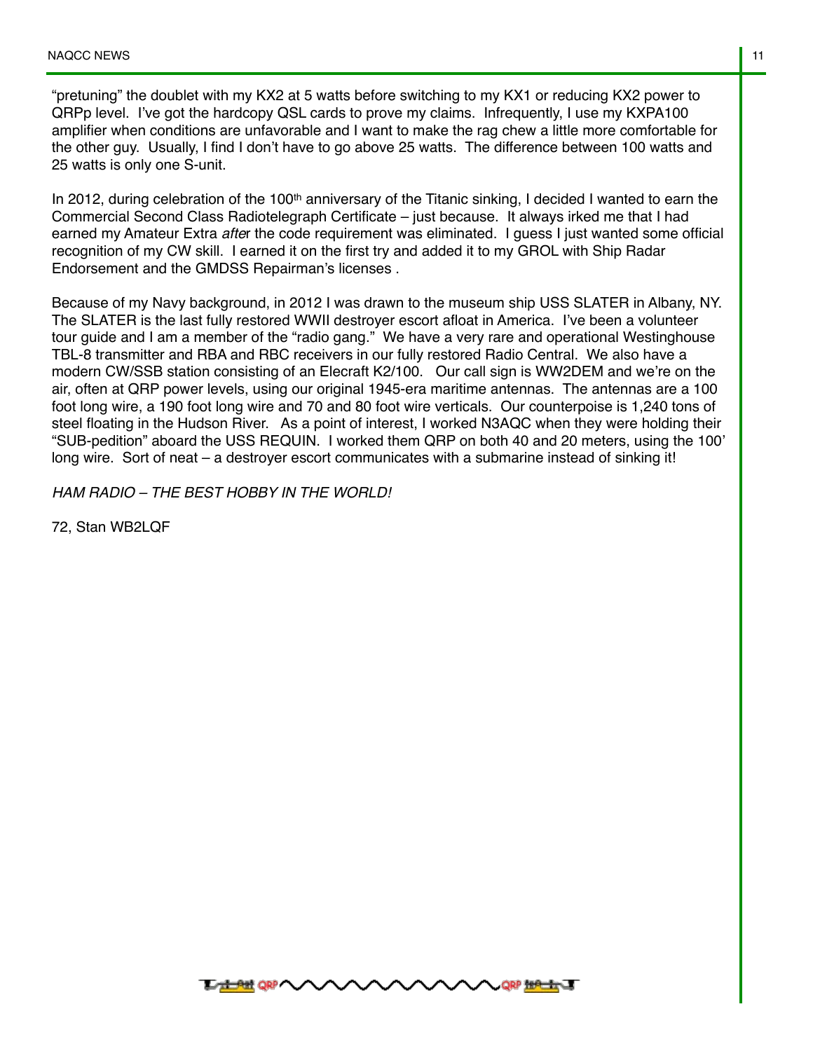"pretuning" the doublet with my KX2 at 5 watts before switching to my KX1 or reducing KX2 power to QRPp level. I've got the hardcopy QSL cards to prove my claims. Infrequently, I use my KXPA100 amplifier when conditions are unfavorable and I want to make the rag chew a little more comfortable for the other guy. Usually, I find I don't have to go above 25 watts. The difference between 100 watts and 25 watts is only one S-unit.

In 2012, during celebration of the 100th anniversary of the Titanic sinking, I decided I wanted to earn the Commercial Second Class Radiotelegraph Certificate – just because. It always irked me that I had earned my Amateur Extra *afte*r the code requirement was eliminated. I guess I just wanted some official recognition of my CW skill. I earned it on the first try and added it to my GROL with Ship Radar Endorsement and the GMDSS Repairman's licenses .

Because of my Navy background, in 2012 I was drawn to the museum ship USS SLATER in Albany, NY. The SLATER is the last fully restored WWII destroyer escort afloat in America. I've been a volunteer tour guide and I am a member of the "radio gang." We have a very rare and operational Westinghouse TBL-8 transmitter and RBA and RBC receivers in our fully restored Radio Central. We also have a modern CW/SSB station consisting of an Elecraft K2/100. Our call sign is WW2DEM and we're on the air, often at QRP power levels, using our original 1945-era maritime antennas. The antennas are a 100 foot long wire, a 190 foot long wire and 70 and 80 foot wire verticals. Our counterpoise is 1,240 tons of steel floating in the Hudson River. As a point of interest, I worked N3AQC when they were holding their "SUB-pedition" aboard the USS REQUIN. I worked them QRP on both 40 and 20 meters, using the 100' long wire. Sort of neat – a destroyer escort communicates with a submarine instead of sinking it!

*HAM RADIO – THE BEST HOBBY IN THE WORLD!*

72, Stan WB2LQF